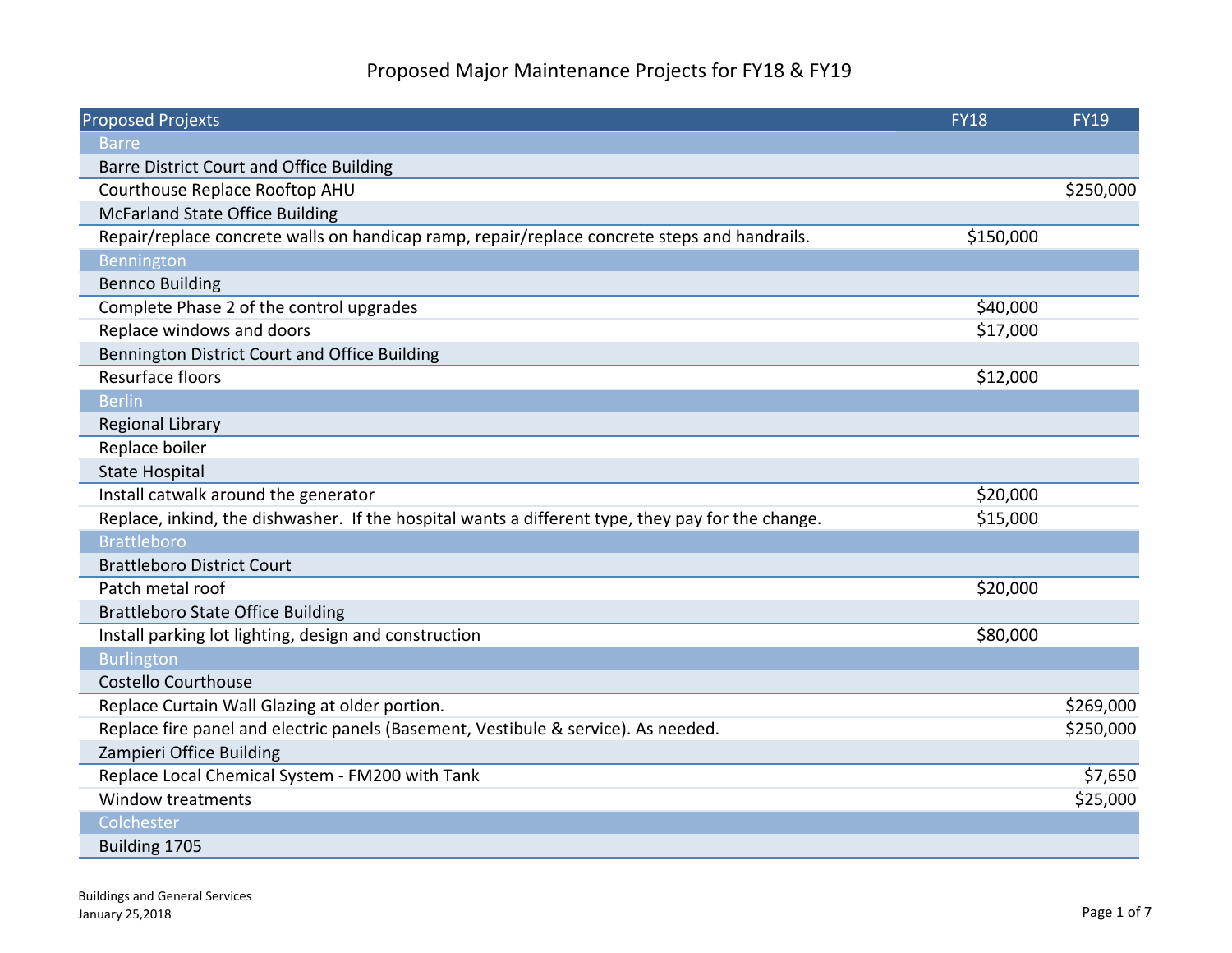# Proposed Major Maintenance Projects for FY18 & FY19

| Proposed Projexts | FY18 | FY19 |
|---|---|---|
| Barre | | |
| Barre District Court and Office Building | | |
| Courthouse Replace Rooftop AHU | | $250,000 |
| McFarland State Office Building | | |
| Repair/replace concrete walls on handicap ramp, repair/replace concrete steps and handrails. | $150,000 | |
| Bennington | | |
| Bennco Building | | |
| Complete Phase 2 of the control upgrades | $40,000 | |
| Replace windows and doors | $17,000 | |
| Bennington District Court and Office Building | | |
| Resurface floors | $12,000 | |
| Berlin | | |
| Regional Library | | |
| Replace boiler | | |
| State Hospital | | |
| Install catwalk around the generator | $20,000 | |
| Replace, inkind, the dishwasher. If the hospital wants a different type, they pay for the change. | $15,000 | |
| Brattleboro | | |
| Brattleboro District Court | | |
| Patch metal roof | $20,000 | |
| Brattleboro State Office Building | | |
| Install parking lot lighting, design and construction | $80,000 | |
| Burlington | | |
| Costello Courthouse | | |
| Replace Curtain Wall Glazing at older portion. | | $269,000 |
| Replace fire panel and electric panels (Basement, Vestibule & service). As needed. | | $250,000 |
| Zampieri Office Building | | |
| Replace Local Chemical System - FM200 with Tank | | $7,650 |
| Window treatments | | $25,000 |
| Colchester | | |
| Building 1705 | | |

Buildings and General Services
January 25,2018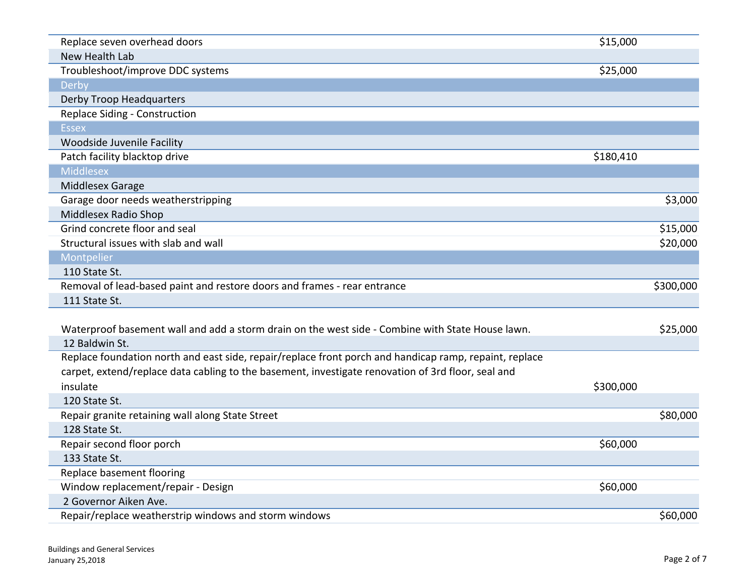| | | |
|---|---|---|
| Replace seven overhead doors | $15,000 | |
| New Health Lab | | |
| Troubleshoot/improve DDC systems | $25,000 | |
| **Derby** | | |
| Derby Troop Headquarters | | |
| Replace Siding - Construction | | |
| **Essex** | | |
| Woodside Juvenile Facility | | |
| Patch facility blacktop drive | $180,410 | |
| **Middlesex** | | |
| Middlesex Garage | | |
| Garage door needs weatherstripping | | $3,000 |
| Middlesex Radio Shop | | |
| Grind concrete floor and seal | | $15,000 |
| Structural issues with slab and wall | | $20,000 |
| **Montpelier** | | |
| 110 State St. | | |
| Removal of lead-based paint and restore doors and frames - rear entrance | | $300,000 |
| 111 State St. | | |
| Waterproof basement wall and add a storm drain on the west side - Combine with State House lawn. | | $25,000 |
| 12 Baldwin St. | | |
| Replace foundation north and east side, repair/replace front porch and handicap ramp, repaint, replace carpet, extend/replace data cabling to the basement, investigate renovation of 3rd floor, seal and insulate | $300,000 | |
| 120 State St. | | |
| Repair granite retaining wall along State Street | | $80,000 |
| 128 State St. | | |
| Repair second floor porch | $60,000 | |
| 133 State St. | | |
| Replace basement flooring | | |
| Window replacement/repair - Design | $60,000 | |
| 2 Governor Aiken Ave. | | |
| Repair/replace weatherstrip windows and storm windows | | $60,000 |

Buildings and General Services
January 25,2018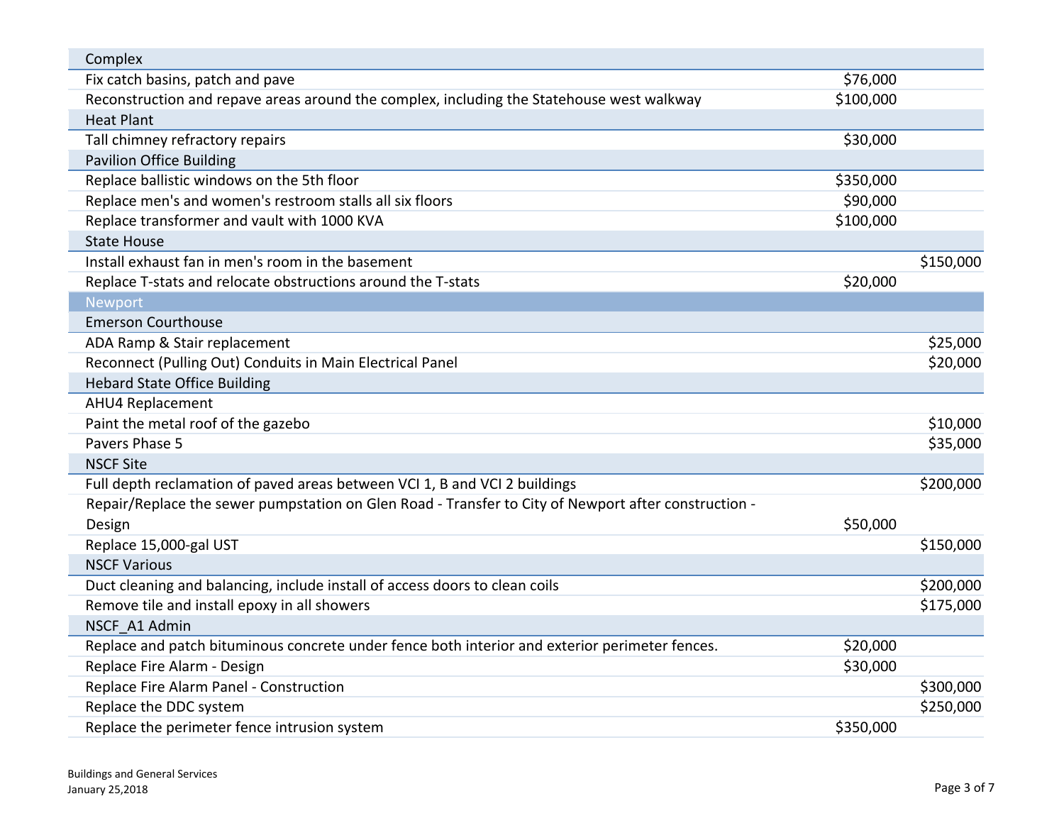| | | |
|---|---|---|
| Complex | | |
| Fix catch basins, patch and pave | $76,000 | |
| Reconstruction and repave areas around the complex, including the Statehouse west walkway | $100,000 | |
| Heat Plant | | |
| Tall chimney refractory repairs | $30,000 | |
| Pavilion Office Building | | |
| Replace ballistic windows on the 5th floor | $350,000 | |
| Replace men's and women's restroom stalls all six floors | $90,000 | |
| Replace transformer and vault with 1000 KVA | $100,000 | |
| State House | | |
| Install exhaust fan in men's room in the basement | | $150,000 |
| Replace T-stats and relocate obstructions around the T-stats | $20,000 | |
| Newport | | |
| Emerson Courthouse | | |
| ADA Ramp & Stair replacement | | $25,000 |
| Reconnect (Pulling Out) Conduits in Main Electrical Panel | | $20,000 |
| Hebard State Office Building | | |
| AHU4 Replacement | | |
| Paint the metal roof of the gazebo | | $10,000 |
| Pavers Phase 5 | | $35,000 |
| NSCF Site | | |
| Full depth reclamation of paved areas between VCI 1, B and VCI 2 buildings | | $200,000 |
| Repair/Replace the sewer pumpstation on Glen Road - Transfer to City of Newport after construction - Design | $50,000 | |
| Replace 15,000-gal UST | | $150,000 |
| NSCF Various | | |
| Duct cleaning and balancing, include install of access doors to clean coils | | $200,000 |
| Remove tile and install epoxy in all showers | | $175,000 |
| NSCF_A1 Admin | | |
| Replace and patch bituminous concrete under fence both interior and exterior perimeter fences. | $20,000 | |
| Replace Fire Alarm - Design | $30,000 | |
| Replace Fire Alarm Panel - Construction | | $300,000 |
| Replace the DDC system | | $250,000 |
| Replace the perimeter fence intrusion system | $350,000 | |

Buildings and General Services
January 25,2018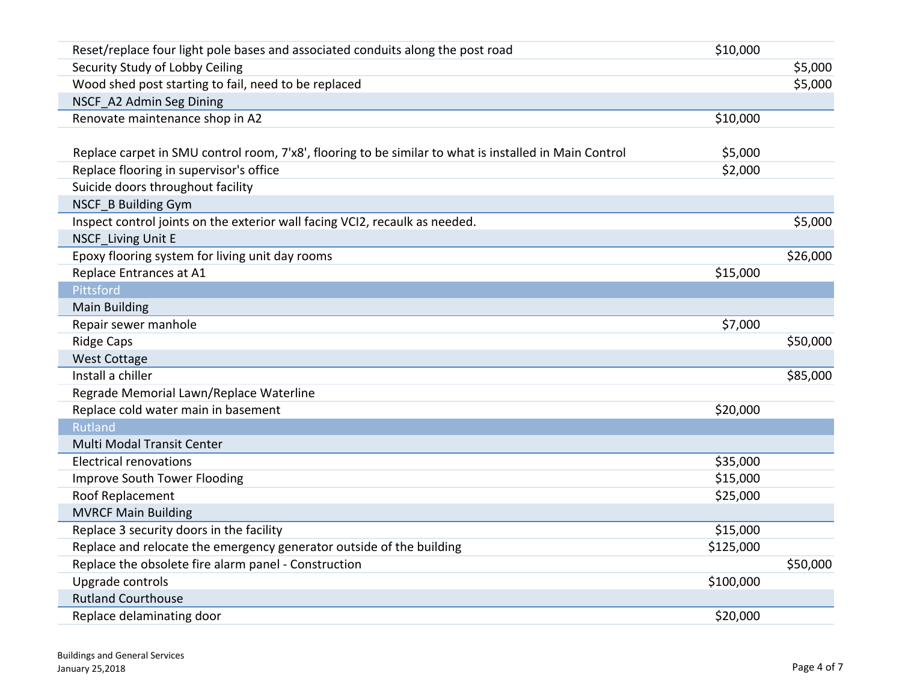| | | |
|---|---|---|
| Reset/replace four light pole bases and associated conduits along the post road | $10,000 | |
| Security Study of Lobby Ceiling | | $5,000 |
| Wood shed post starting to fail, need to be replaced | | $5,000 |
| NSCF_A2 Admin Seg Dining | | |
| Renovate maintenance shop in A2 | $10,000 | |
| Replace carpet in SMU control room, 7'x8', flooring to be similar to what is installed in Main Control | $5,000 | |
| Replace flooring in supervisor's office | $2,000 | |
| Suicide doors throughout facility | | |
| NSCF_B Building Gym | | |
| Inspect control joints on the exterior wall facing VCI2, recaulk as needed. | | $5,000 |
| NSCF_Living Unit E | | |
| Epoxy flooring system for living unit day rooms | | $26,000 |
| Replace Entrances at A1 | $15,000 | |
| **Pittsford** | | |
| Main Building | | |
| Repair sewer manhole | $7,000 | |
| Ridge Caps | | $50,000 |
| West Cottage | | |
| Install a chiller | | $85,000 |
| Regrade Memorial Lawn/Replace Waterline | | |
| Replace cold water main in basement | $20,000 | |
| **Rutland** | | |
| Multi Modal Transit Center | | |
| Electrical renovations | $35,000 | |
| Improve South Tower Flooding | $15,000 | |
| Roof Replacement | $25,000 | |
| MVRCF Main Building | | |
| Replace 3 security doors in the facility | $15,000 | |
| Replace and relocate the emergency generator outside of the building | $125,000 | |
| Replace the obsolete fire alarm panel - Construction | | $50,000 |
| Upgrade controls | $100,000 | |
| Rutland Courthouse | | |
| Replace delaminating door | $20,000 | |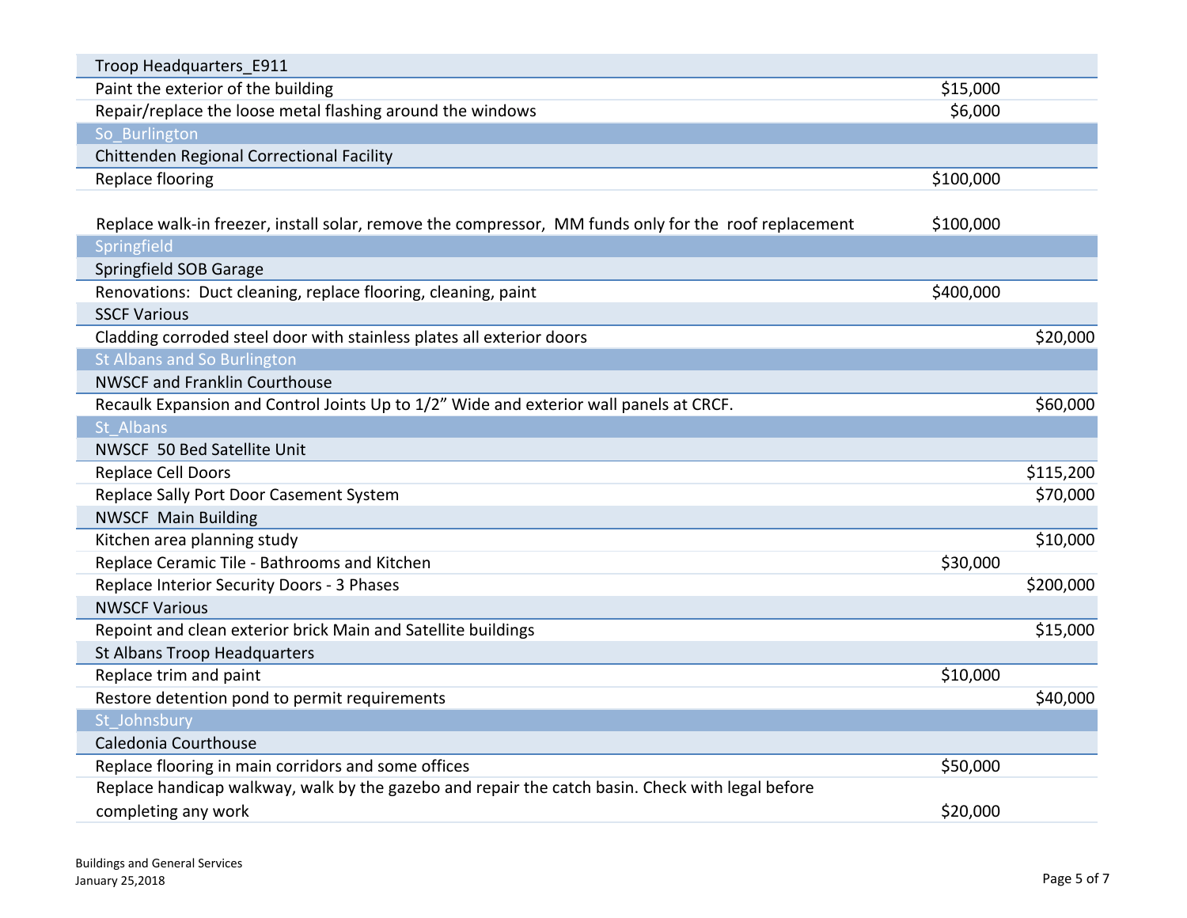| | | |
|---|---|---|
| Troop Headquarters_E911 | | |
| Paint the exterior of the building | $15,000 | |
| Repair/replace the loose metal flashing around the windows | $6,000 | |
| So_Burlington | | |
| Chittenden Regional Correctional Facility | | |
| Replace flooring | $100,000 | |
| Replace walk-in freezer, install solar, remove the compressor, MM funds only for the roof replacement | $100,000 | |
| Springfield | | |
| Springfield SOB Garage | | |
| Renovations: Duct cleaning, replace flooring, cleaning, paint | $400,000 | |
| SSCF Various | | |
| Cladding corroded steel door with stainless plates all exterior doors | | $20,000 |
| St Albans and So Burlington | | |
| NWSCF and Franklin Courthouse | | |
| Recaulk Expansion and Control Joints Up to 1/2" Wide and exterior wall panels at CRCF. | | $60,000 |
| St_Albans | | |
| NWSCF 50 Bed Satellite Unit | | |
| Replace Cell Doors | | $115,200 |
| Replace Sally Port Door Casement System | | $70,000 |
| NWSCF Main Building | | |
| Kitchen area planning study | | $10,000 |
| Replace Ceramic Tile - Bathrooms and Kitchen | $30,000 | |
| Replace Interior Security Doors - 3 Phases | | $200,000 |
| NWSCF Various | | |
| Repoint and clean exterior brick Main and Satellite buildings | | $15,000 |
| St Albans Troop Headquarters | | |
| Replace trim and paint | $10,000 | |
| Restore detention pond to permit requirements | | $40,000 |
| St_Johnsbury | | |
| Caledonia Courthouse | | |
| Replace flooring in main corridors and some offices | $50,000 | |
| Replace handicap walkway, walk by the gazebo and repair the catch basin. Check with legal before completing any work | $20,000 | |

Buildings and General Services
January 25,2018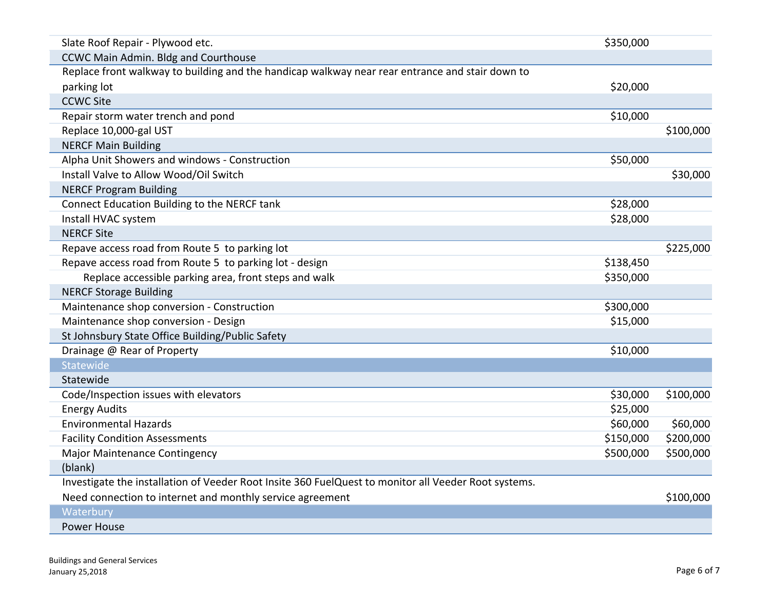| | | |
|---|---|---|
| Slate Roof Repair - Plywood etc. | $350,000 | |
| CCWC Main Admin. Bldg and Courthouse | | |
| Replace front walkway to building and the handicap walkway near rear entrance and stair down to parking lot | $20,000 | |
| CCWC Site | | |
| Repair storm water trench and pond | $10,000 | |
| Replace 10,000-gal UST | | $100,000 |
| NERCF Main Building | | |
| Alpha Unit Showers and windows - Construction | $50,000 | |
| Install Valve to Allow Wood/Oil Switch | | $30,000 |
| NERCF Program Building | | |
| Connect Education Building to the NERCF tank | $28,000 | |
| Install HVAC system | $28,000 | |
| NERCF Site | | |
| Repave access road from Route 5 to parking lot | | $225,000 |
| Repave access road from Route 5 to parking lot - design | $138,450 | |
| Replace accessible parking area, front steps and walk | $350,000 | |
| NERCF Storage Building | | |
| Maintenance shop conversion - Construction | $300,000 | |
| Maintenance shop conversion - Design | $15,000 | |
| St Johnsbury State Office Building/Public Safety | | |
| Drainage @ Rear of Property | $10,000 | |
| **Statewide** | | |
| Statewide | | |
| Code/Inspection issues with elevators | $30,000 | $100,000 |
| Energy Audits | $25,000 | |
| Environmental Hazards | $60,000 | $60,000 |
| Facility Condition Assessments | $150,000 | $200,000 |
| Major Maintenance Contingency | $500,000 | $500,000 |
| (blank) | | |
| Investigate the installation of Veeder Root Insite 360 FuelQuest to monitor all Veeder Root systems. Need connection to internet and monthly service agreement | | $100,000 |
| **Waterbury** | | |
| Power House | | |

Buildings and General Services
January 25,2018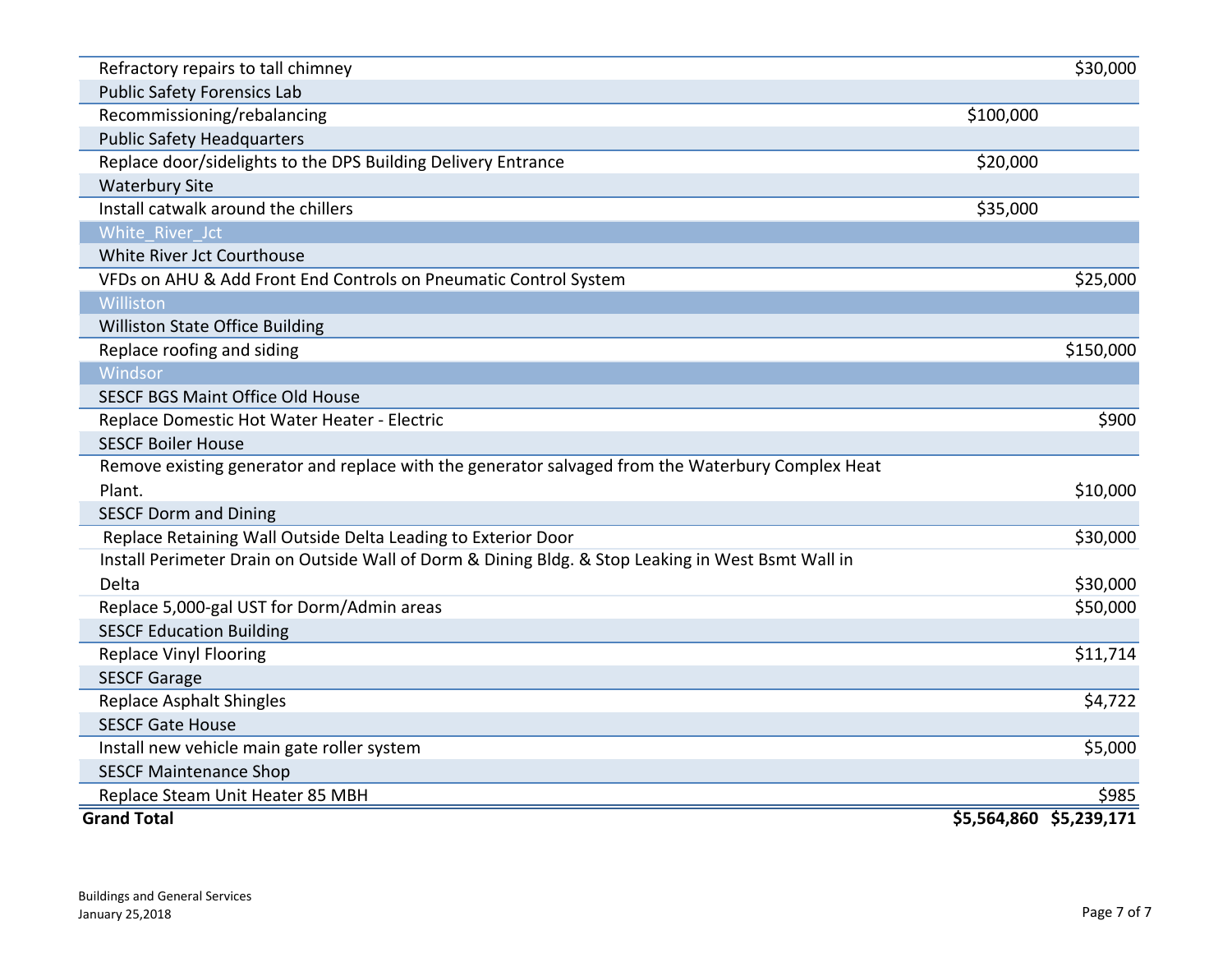| | | |
|---|---|---|
| Refractory repairs to tall chimney | | $30,000 |
| Public Safety Forensics Lab | | |
| Recommissioning/rebalancing | $100,000 | |
| Public Safety Headquarters | | |
| Replace door/sidelights to the DPS Building Delivery Entrance | $20,000 | |
| Waterbury Site | | |
| Install catwalk around the chillers | $35,000 | |
| White_River_Jct | | |
| White River Jct Courthouse | | |
| VFDs on AHU & Add Front End Controls on Pneumatic Control System | | $25,000 |
| Williston | | |
| Williston State Office Building | | |
| Replace roofing and siding | | $150,000 |
| Windsor | | |
| SESCF BGS Maint Office Old House | | |
| Replace Domestic Hot Water Heater - Electric | | $900 |
| SESCF Boiler House | | |
| Remove existing generator and replace with the generator salvaged from the Waterbury Complex Heat Plant. | | $10,000 |
| SESCF Dorm and Dining | | |
| Replace Retaining Wall Outside Delta Leading to Exterior Door | | $30,000 |
| Install Perimeter Drain on Outside Wall of Dorm & Dining Bldg. & Stop Leaking in West Bsmt Wall in Delta | | $30,000 |
| Replace 5,000-gal UST for Dorm/Admin areas | | $50,000 |
| SESCF Education Building | | |
| Replace Vinyl Flooring | | $11,714 |
| SESCF Garage | | |
| Replace Asphalt Shingles | | $4,722 |
| SESCF Gate House | | |
| Install new vehicle main gate roller system | | $5,000 |
| SESCF Maintenance Shop | | |
| Replace Steam Unit Heater 85 MBH | | $985 |
| **Grand Total** | **$5,564,860** | **$5,239,171** |

Buildings and General Services
January 25,2018